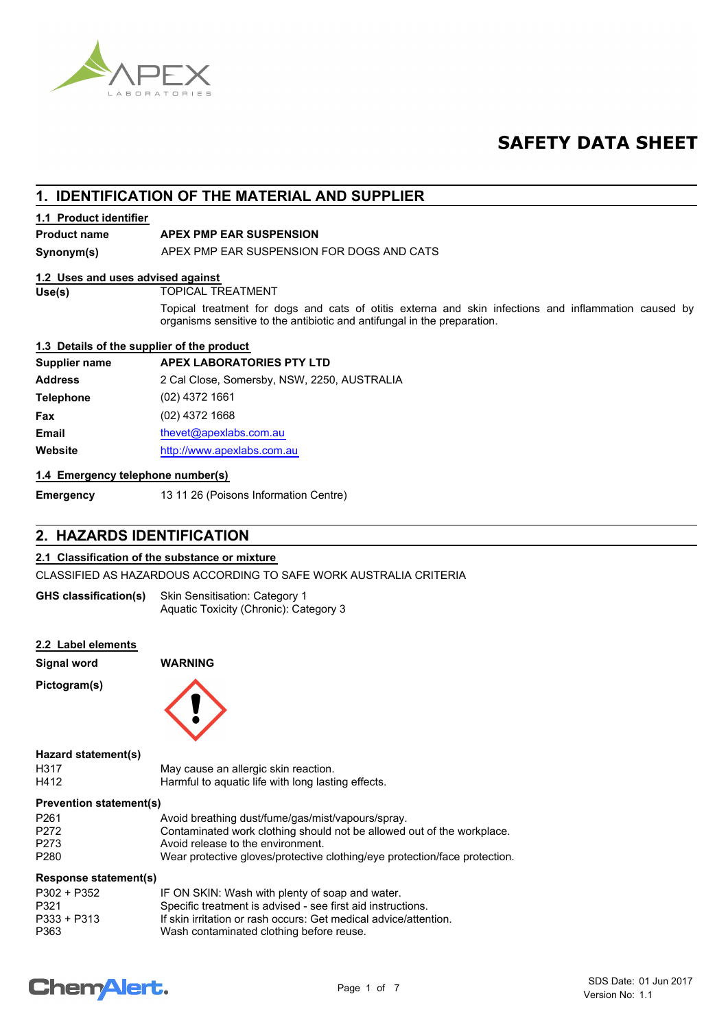# SAFETY DATA SHEET

## 1. IDENTIFICATION OF THE MATERIAL AND SUPPLIER

### 1.1 Product identifier

| | |
|---|---|
| **Product name** | **APEX PMP EAR SUSPENSION** |
| **Synonym(s)** | APEX PMP EAR SUSPENSION FOR DOGS AND CATS |

### 1.2 Uses and uses advised against

**Use(s)**

TOPICAL TREATMENT

Topical treatment for dogs and cats of otitis externa and skin infections and inflammation caused by organisms sensitive to the antibiotic and antifungal in the preparation.

### 1.3 Details of the supplier of the product

| | |
|---|---|
| **Supplier name** | **APEX LABORATORIES PTY LTD** |
| **Address** | 2 Cal Close, Somersby, NSW, 2250, AUSTRALIA |
| **Telephone** | (02) 4372 1661 |
| **Fax** | (02) 4372 1668 |
| **Email** | thevet@apexlabs.com.au |
| **Website** | http://www.apexlabs.com.au |

### 1.4 Emergency telephone number(s)

**Emergency** 13 11 26 (Poisons Information Centre)

## 2. HAZARDS IDENTIFICATION

### 2.1 Classification of the substance or mixture

CLASSIFIED AS HAZARDOUS ACCORDING TO SAFE WORK AUSTRALIA CRITERIA

**GHS classification(s)**

Skin Sensitisation: Category 1
Aquatic Toxicity (Chronic): Category 3

### 2.2 Label elements

**Signal word** **WARNING**

**Pictogram(s)**

**Hazard statement(s)**

| | |
|---|---|
| H317 | May cause an allergic skin reaction. |
| H412 | Harmful to aquatic life with long lasting effects. |

**Prevention statement(s)**

| | |
|---|---|
| P261 | Avoid breathing dust/fume/gas/mist/vapours/spray. |
| P272 | Contaminated work clothing should not be allowed out of the workplace. |
| P273 | Avoid release to the environment. |
| P280 | Wear protective gloves/protective clothing/eye protection/face protection. |

**Response statement(s)**

| | |
|---|---|
| P302 + P352 | IF ON SKIN: Wash with plenty of soap and water. |
| P321 | Specific treatment is advised - see first aid instructions. |
| P333 + P313 | If skin irritation or rash occurs: Get medical advice/attention. |
| P363 | Wash contaminated clothing before reuse. |

SDS Date: 01 Jun 2017
Version No: 1.1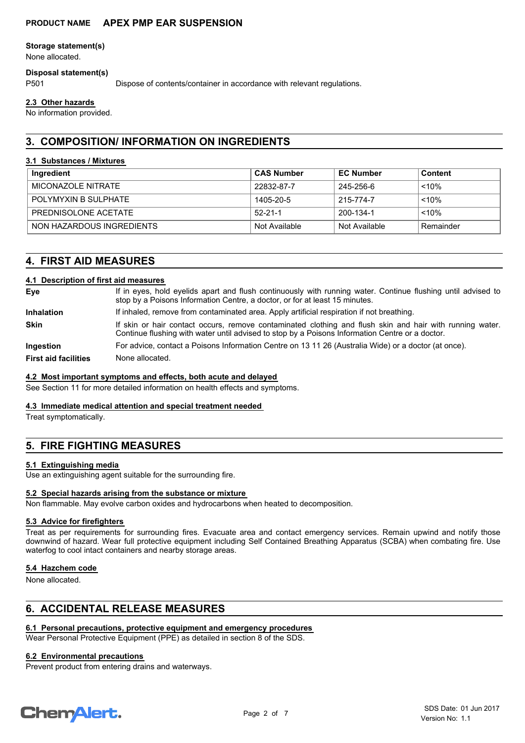**Storage statement(s)**

None allocated.

**Disposal statement(s)**

P501 Dispose of contents/container in accordance with relevant regulations.

### 2.3 Other hazards

No information provided.

## 3. COMPOSITION/ INFORMATION ON INGREDIENTS

### 3.1 Substances / Mixtures

| Ingredient | CAS Number | EC Number | Content |
|---|---|---|---|
| MICONAZOLE NITRATE | 22832-87-7 | 245-256-6 | <10% |
| POLYMYXIN B SULPHATE | 1405-20-5 | 215-774-7 | <10% |
| PREDNISOLONE ACETATE | 52-21-1 | 200-134-1 | <10% |
| NON HAZARDOUS INGREDIENTS | Not Available | Not Available | Remainder |

## 4. FIRST AID MEASURES

### 4.1 Description of first aid measures

**Eye** If in eyes, hold eyelids apart and flush continuously with running water. Continue flushing until advised to stop by a Poisons Information Centre, a doctor, or for at least 15 minutes.

**Inhalation** If inhaled, remove from contaminated area. Apply artificial respiration if not breathing.

**Skin** If skin or hair contact occurs, remove contaminated clothing and flush skin and hair with running water. Continue flushing with water until advised to stop by a Poisons Information Centre or a doctor.

**Ingestion** For advice, contact a Poisons Information Centre on 13 11 26 (Australia Wide) or a doctor (at once).

**First aid facilities** None allocated.

### 4.2 Most important symptoms and effects, both acute and delayed

See Section 11 for more detailed information on health effects and symptoms.

### 4.3 Immediate medical attention and special treatment needed

Treat symptomatically.

## 5. FIRE FIGHTING MEASURES

### 5.1 Extinguishing media

Use an extinguishing agent suitable for the surrounding fire.

### 5.2 Special hazards arising from the substance or mixture

Non flammable. May evolve carbon oxides and hydrocarbons when heated to decomposition.

### 5.3 Advice for firefighters

Treat as per requirements for surrounding fires. Evacuate area and contact emergency services. Remain upwind and notify those downwind of hazard. Wear full protective equipment including Self Contained Breathing Apparatus (SCBA) when combating fire. Use waterfog to cool intact containers and nearby storage areas.

### 5.4 Hazchem code

None allocated.

## 6. ACCIDENTAL RELEASE MEASURES

### 6.1 Personal precautions, protective equipment and emergency procedures

Wear Personal Protective Equipment (PPE) as detailed in section 8 of the SDS.

### 6.2 Environmental precautions

Prevent product from entering drains and waterways.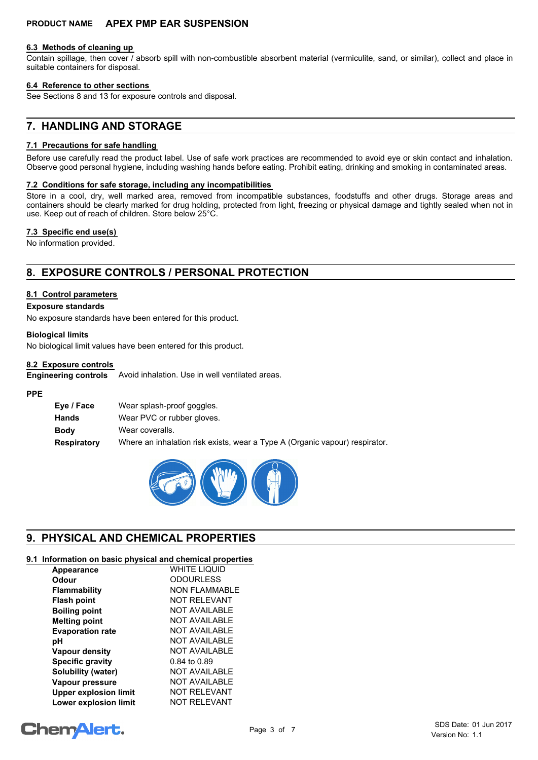#### 6.3 Methods of cleaning up

Contain spillage, then cover / absorb spill with non-combustible absorbent material (vermiculite, sand, or similar), collect and place in suitable containers for disposal.

#### 6.4 Reference to other sections

See Sections 8 and 13 for exposure controls and disposal.

## 7. HANDLING AND STORAGE

#### 7.1 Precautions for safe handling

Before use carefully read the product label. Use of safe work practices are recommended to avoid eye or skin contact and inhalation. Observe good personal hygiene, including washing hands before eating. Prohibit eating, drinking and smoking in contaminated areas.

#### 7.2 Conditions for safe storage, including any incompatibilities

Store in a cool, dry, well marked area, removed from incompatible substances, foodstuffs and other drugs. Storage areas and containers should be clearly marked for drug holding, protected from light, freezing or physical damage and tightly sealed when not in use. Keep out of reach of children. Store below 25°C.

#### 7.3 Specific end use(s)

No information provided.

## 8. EXPOSURE CONTROLS / PERSONAL PROTECTION

#### 8.1 Control parameters

**Exposure standards**

No exposure standards have been entered for this product.

**Biological limits**

No biological limit values have been entered for this product.

#### 8.2 Exposure controls

**Engineering controls** Avoid inhalation. Use in well ventilated areas.

**PPE**

| | |
|---|---|
| **Eye / Face** | Wear splash-proof goggles. |
| **Hands** | Wear PVC or rubber gloves. |
| **Body** | Wear coveralls. |
| **Respiratory** | Where an inhalation risk exists, wear a Type A (Organic vapour) respirator. |

## 9. PHYSICAL AND CHEMICAL PROPERTIES

#### 9.1 Information on basic physical and chemical properties

| | |
|---|---|
| **Appearance** | WHITE LIQUID |
| **Odour** | ODOURLESS |
| **Flammability** | NON FLAMMABLE |
| **Flash point** | NOT RELEVANT |
| **Boiling point** | NOT AVAILABLE |
| **Melting point** | NOT AVAILABLE |
| **Evaporation rate** | NOT AVAILABLE |
| **pH** | NOT AVAILABLE |
| **Vapour density** | NOT AVAILABLE |
| **Specific gravity** | 0.84 to 0.89 |
| **Solubility (water)** | NOT AVAILABLE |
| **Vapour pressure** | NOT AVAILABLE |
| **Upper explosion limit** | NOT RELEVANT |
| **Lower explosion limit** | NOT RELEVANT |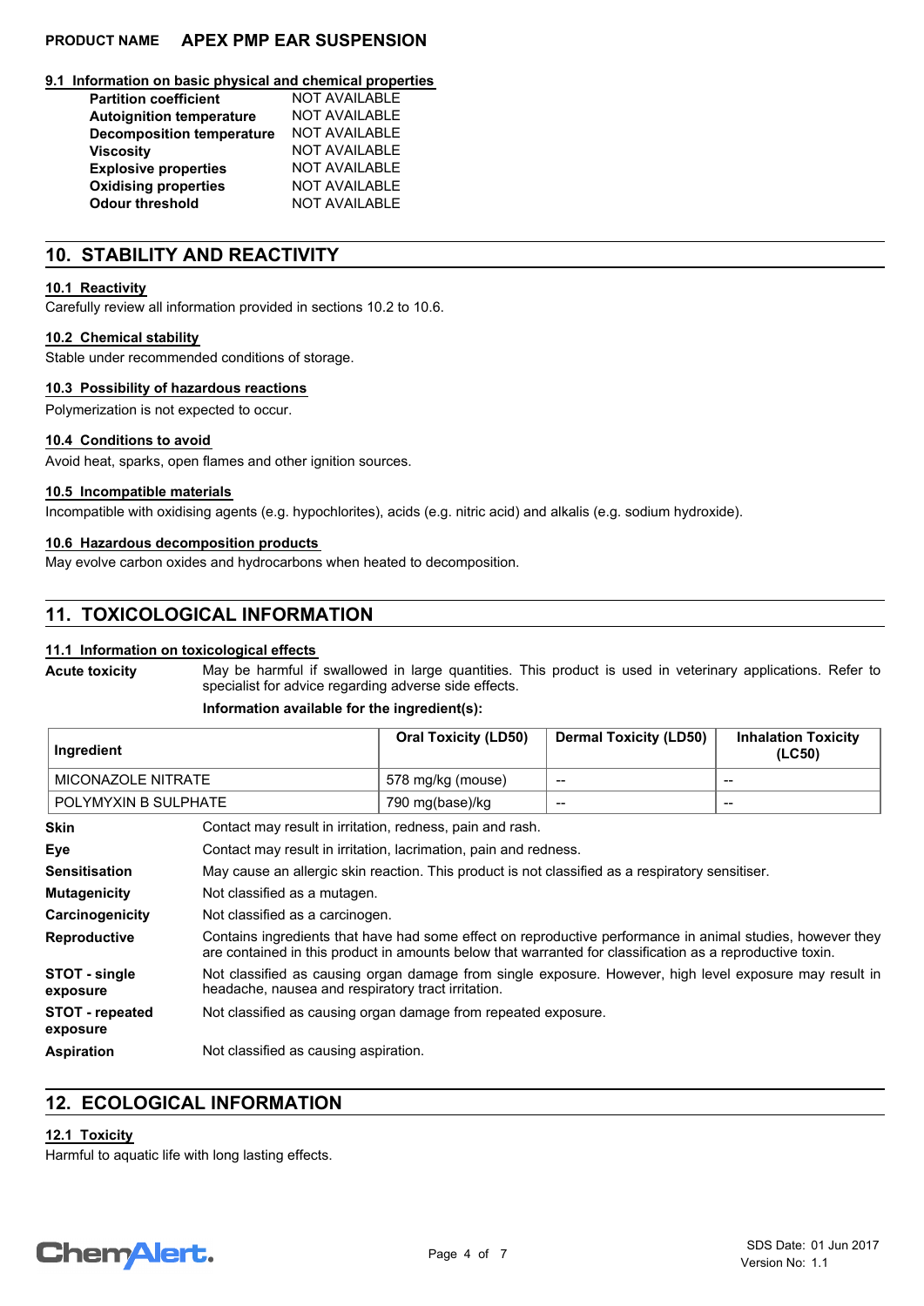### 9.1 Information on basic physical and chemical properties

| | |
|---|---|
| **Partition coefficient** | NOT AVAILABLE |
| **Autoignition temperature** | NOT AVAILABLE |
| **Decomposition temperature** | NOT AVAILABLE |
| **Viscosity** | NOT AVAILABLE |
| **Explosive properties** | NOT AVAILABLE |
| **Oxidising properties** | NOT AVAILABLE |
| **Odour threshold** | NOT AVAILABLE |

## 10. STABILITY AND REACTIVITY

### 10.1 Reactivity

Carefully review all information provided in sections 10.2 to 10.6.

### 10.2 Chemical stability

Stable under recommended conditions of storage.

### 10.3 Possibility of hazardous reactions

Polymerization is not expected to occur.

### 10.4 Conditions to avoid

Avoid heat, sparks, open flames and other ignition sources.

### 10.5 Incompatible materials

Incompatible with oxidising agents (e.g. hypochlorites), acids (e.g. nitric acid) and alkalis (e.g. sodium hydroxide).

### 10.6 Hazardous decomposition products

May evolve carbon oxides and hydrocarbons when heated to decomposition.

## 11. TOXICOLOGICAL INFORMATION

### 11.1 Information on toxicological effects

**Acute toxicity** May be harmful if swallowed in large quantities. This product is used in veterinary applications. Refer to specialist for advice regarding adverse side effects.

**Information available for the ingredient(s):**

| Ingredient | Oral Toxicity (LD50) | Dermal Toxicity (LD50) | Inhalation Toxicity (LC50) |
|---|---|---|---|
| MICONAZOLE NITRATE | 578 mg/kg (mouse) | -- | -- |
| POLYMYXIN B SULPHATE | 790 mg(base)/kg | -- | -- |

**Skin** Contact may result in irritation, redness, pain and rash.

**Eye** Contact may result in irritation, lacrimation, pain and redness.

**Sensitisation** May cause an allergic skin reaction. This product is not classified as a respiratory sensitiser.

**Mutagenicity** Not classified as a mutagen.

**Carcinogenicity** Not classified as a carcinogen.

**Reproductive** Contains ingredients that have had some effect on reproductive performance in animal studies, however they are contained in this product in amounts below that warranted for classification as a reproductive toxin.

**STOT - single exposure** Not classified as causing organ damage from single exposure. However, high level exposure may result in headache, nausea and respiratory tract irritation.

**STOT - repeated exposure** Not classified as causing organ damage from repeated exposure.

**Aspiration** Not classified as causing aspiration.

## 12. ECOLOGICAL INFORMATION

### 12.1 Toxicity

Harmful to aquatic life with long lasting effects.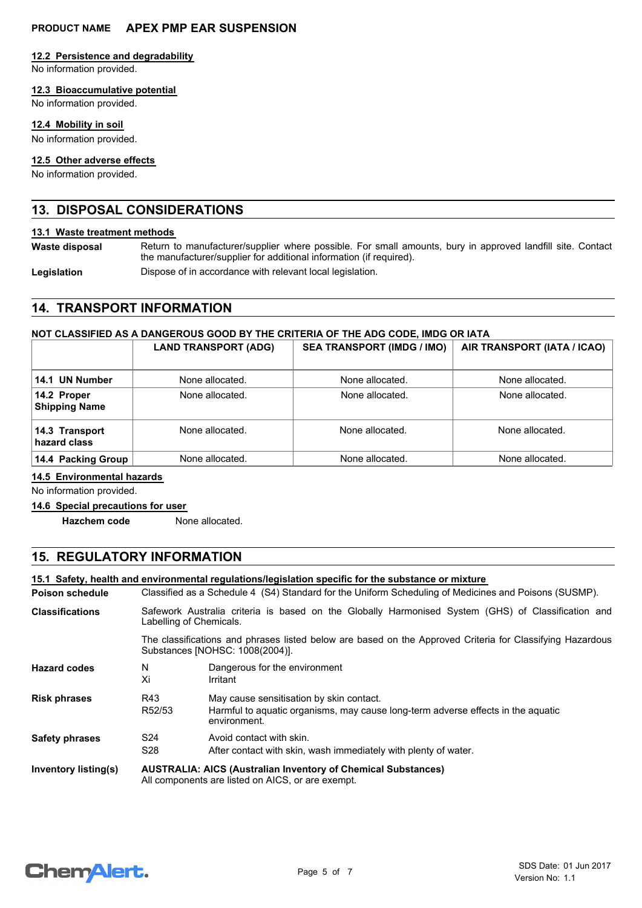### 12.2 Persistence and degradability

No information provided.

### 12.3 Bioaccumulative potential

No information provided.

### 12.4 Mobility in soil

No information provided.

### 12.5 Other adverse effects

No information provided.

## 13. DISPOSAL CONSIDERATIONS

### 13.1 Waste treatment methods

**Waste disposal** Return to manufacturer/supplier where possible. For small amounts, bury in approved landfill site. Contact the manufacturer/supplier for additional information (if required).

**Legislation** Dispose of in accordance with relevant local legislation.

## 14. TRANSPORT INFORMATION

### NOT CLASSIFIED AS A DANGEROUS GOOD BY THE CRITERIA OF THE ADG CODE, IMDG OR IATA

| | LAND TRANSPORT (ADG) | SEA TRANSPORT (IMDG / IMO) | AIR TRANSPORT (IATA / ICAO) |
|---|---|---|---|
| **14.1 UN Number** | None allocated. | None allocated. | None allocated. |
| **14.2 Proper Shipping Name** | None allocated. | None allocated. | None allocated. |
| **14.3 Transport hazard class** | None allocated. | None allocated. | None allocated. |
| **14.4 Packing Group** | None allocated. | None allocated. | None allocated. |

### 14.5 Environmental hazards

No information provided.

### 14.6 Special precautions for user

**Hazchem code** None allocated.

## 15. REGULATORY INFORMATION

### 15.1 Safety, health and environmental regulations/legislation specific for the substance or mixture

**Poison schedule** Classified as a Schedule 4 (S4) Standard for the Uniform Scheduling of Medicines and Poisons (SUSMP).

**Classifications** Safework Australia criteria is based on the Globally Harmonised System (GHS) of Classification and Labelling of Chemicals.

The classifications and phrases listed below are based on the Approved Criteria for Classifying Hazardous Substances [NOHSC: 1008(2004)].

**Hazard codes**

- N — Dangerous for the environment
- Xi — Irritant

**Risk phrases**

- R43 — May cause sensitisation by skin contact.
- R52/53 — Harmful to aquatic organisms, may cause long-term adverse effects in the aquatic environment.

**Safety phrases**

- S24 — Avoid contact with skin.
- S28 — After contact with skin, wash immediately with plenty of water.

**Inventory listing(s)** **AUSTRALIA: AICS (Australian Inventory of Chemical Substances)**
All components are listed on AICS, or are exempt.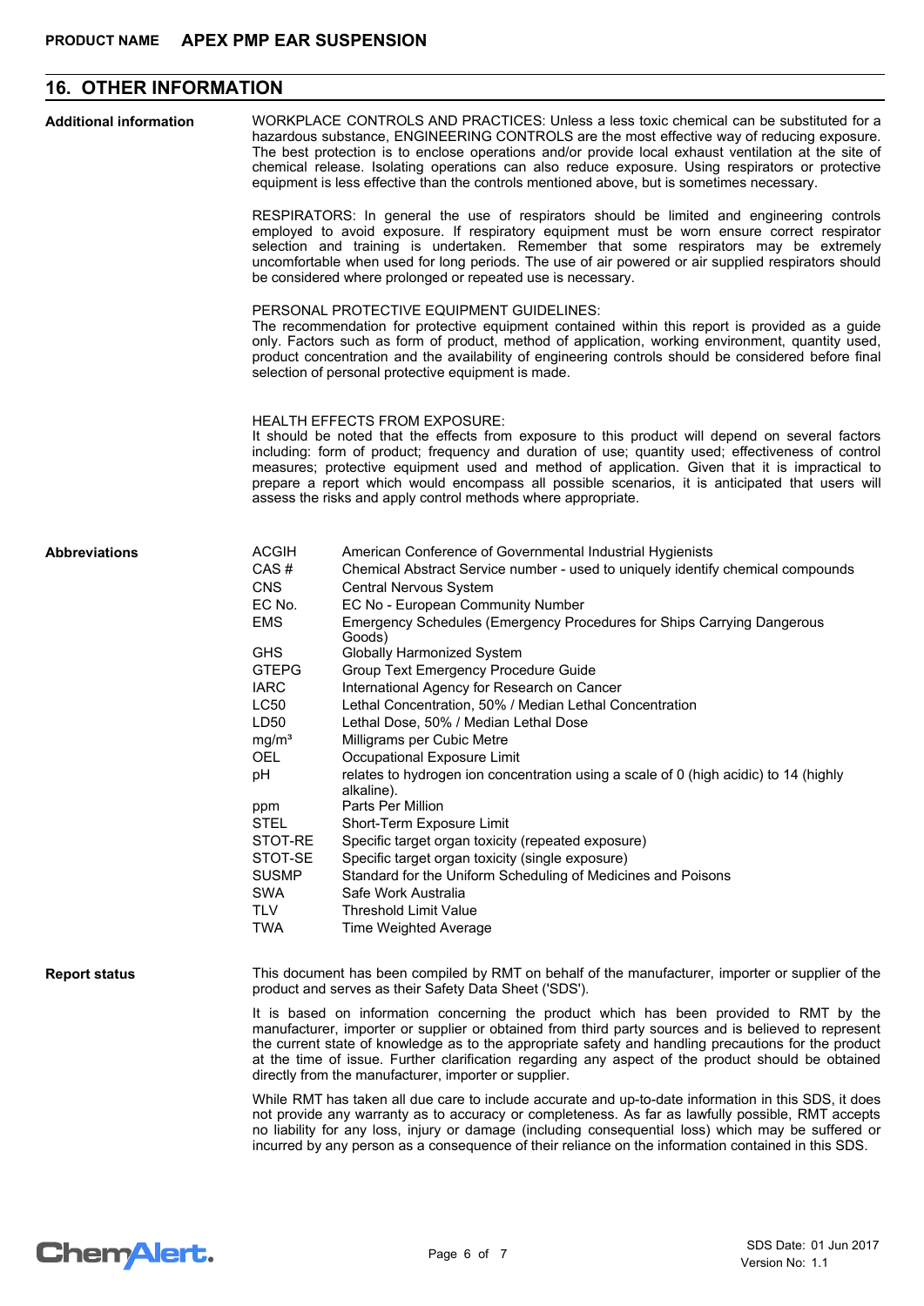## 16. OTHER INFORMATION

**Additional information**

WORKPLACE CONTROLS AND PRACTICES: Unless a less toxic chemical can be substituted for a hazardous substance, ENGINEERING CONTROLS are the most effective way of reducing exposure. The best protection is to enclose operations and/or provide local exhaust ventilation at the site of chemical release. Isolating operations can also reduce exposure. Using respirators or protective equipment is less effective than the controls mentioned above, but is sometimes necessary.

RESPIRATORS: In general the use of respirators should be limited and engineering controls employed to avoid exposure. If respiratory equipment must be worn ensure correct respirator selection and training is undertaken. Remember that some respirators may be extremely uncomfortable when used for long periods. The use of air powered or air supplied respirators should be considered where prolonged or repeated use is necessary.

PERSONAL PROTECTIVE EQUIPMENT GUIDELINES:
The recommendation for protective equipment contained within this report is provided as a guide only. Factors such as form of product, method of application, working environment, quantity used, product concentration and the availability of engineering controls should be considered before final selection of personal protective equipment is made.

HEALTH EFFECTS FROM EXPOSURE:
It should be noted that the effects from exposure to this product will depend on several factors including: form of product; frequency and duration of use; quantity used; effectiveness of control measures; protective equipment used and method of application. Given that it is impractical to prepare a report which would encompass all possible scenarios, it is anticipated that users will assess the risks and apply control methods where appropriate.

**Abbreviations**

| Abbreviation | Meaning |
|---|---|
| ACGIH | American Conference of Governmental Industrial Hygienists |
| CAS # | Chemical Abstract Service number - used to uniquely identify chemical compounds |
| CNS | Central Nervous System |
| EC No. | EC No - European Community Number |
| EMS | Emergency Schedules (Emergency Procedures for Ships Carrying Dangerous Goods) |
| GHS | Globally Harmonized System |
| GTEPG | Group Text Emergency Procedure Guide |
| IARC | International Agency for Research on Cancer |
| LC50 | Lethal Concentration, 50% / Median Lethal Concentration |
| LD50 | Lethal Dose, 50% / Median Lethal Dose |
| $mg/m^3$ | Milligrams per Cubic Metre |
| OEL | Occupational Exposure Limit |
| pH | relates to hydrogen ion concentration using a scale of 0 (high acidic) to 14 (highly alkaline). |
| ppm | Parts Per Million |
| STEL | Short-Term Exposure Limit |
| STOT-RE | Specific target organ toxicity (repeated exposure) |
| STOT-SE | Specific target organ toxicity (single exposure) |
| SUSMP | Standard for the Uniform Scheduling of Medicines and Poisons |
| SWA | Safe Work Australia |
| TLV | Threshold Limit Value |
| TWA | Time Weighted Average |

**Report status**

This document has been compiled by RMT on behalf of the manufacturer, importer or supplier of the product and serves as their Safety Data Sheet ('SDS').

It is based on information concerning the product which has been provided to RMT by the manufacturer, importer or supplier or obtained from third party sources and is believed to represent the current state of knowledge as to the appropriate safety and handling precautions for the product at the time of issue. Further clarification regarding any aspect of the product should be obtained directly from the manufacturer, importer or supplier.

While RMT has taken all due care to include accurate and up-to-date information in this SDS, it does not provide any warranty as to accuracy or completeness. As far as lawfully possible, RMT accepts no liability for any loss, injury or damage (including consequential loss) which may be suffered or incurred by any person as a consequence of their reliance on the information contained in this SDS.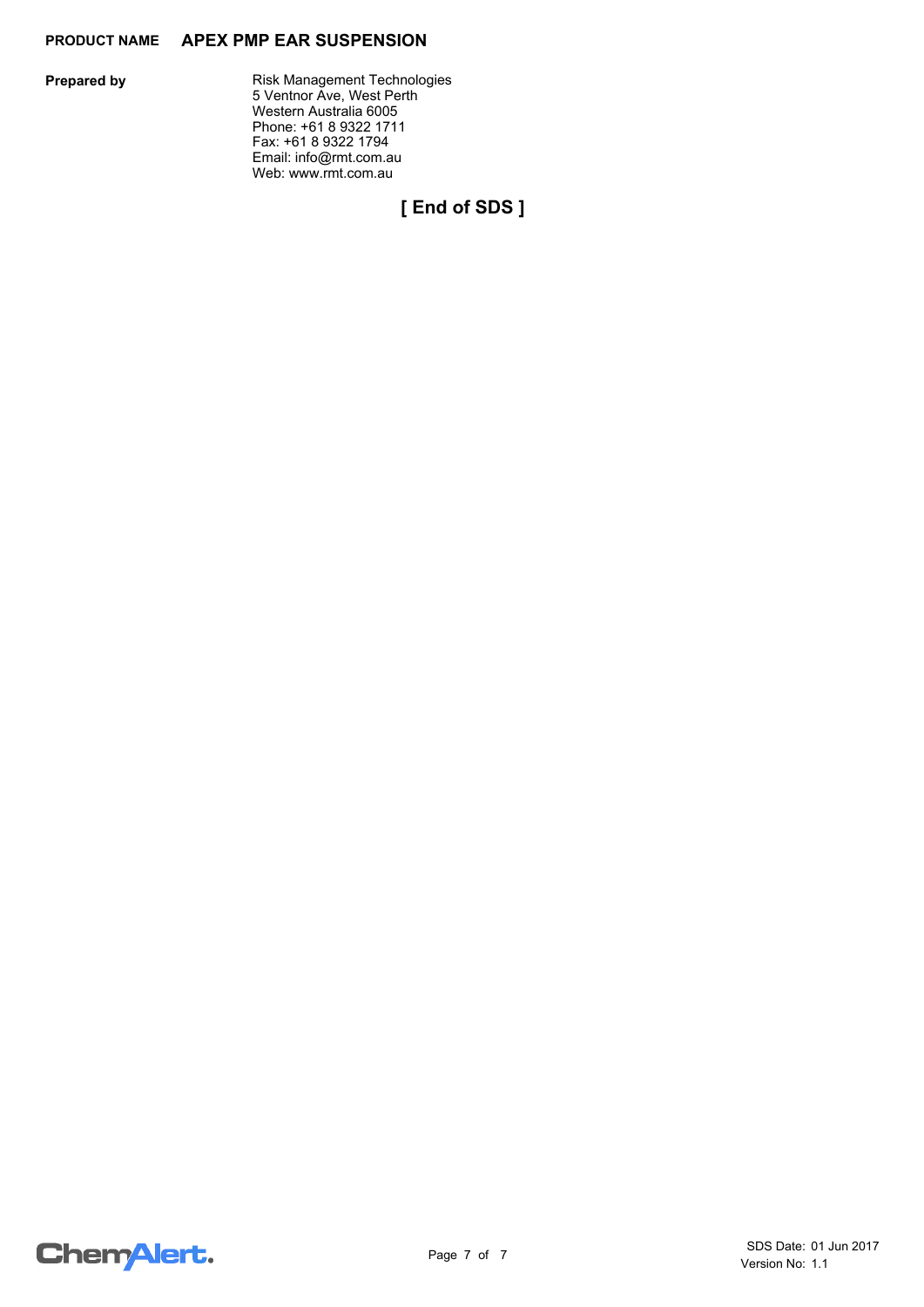**Prepared by**

Risk Management Technologies
5 Ventnor Ave, West Perth
Western Australia 6005
Phone: +61 8 9322 1711
Fax: +61 8 9322 1794
Email: info@rmt.com.au
Web: www.rmt.com.au

**[ End of SDS ]**